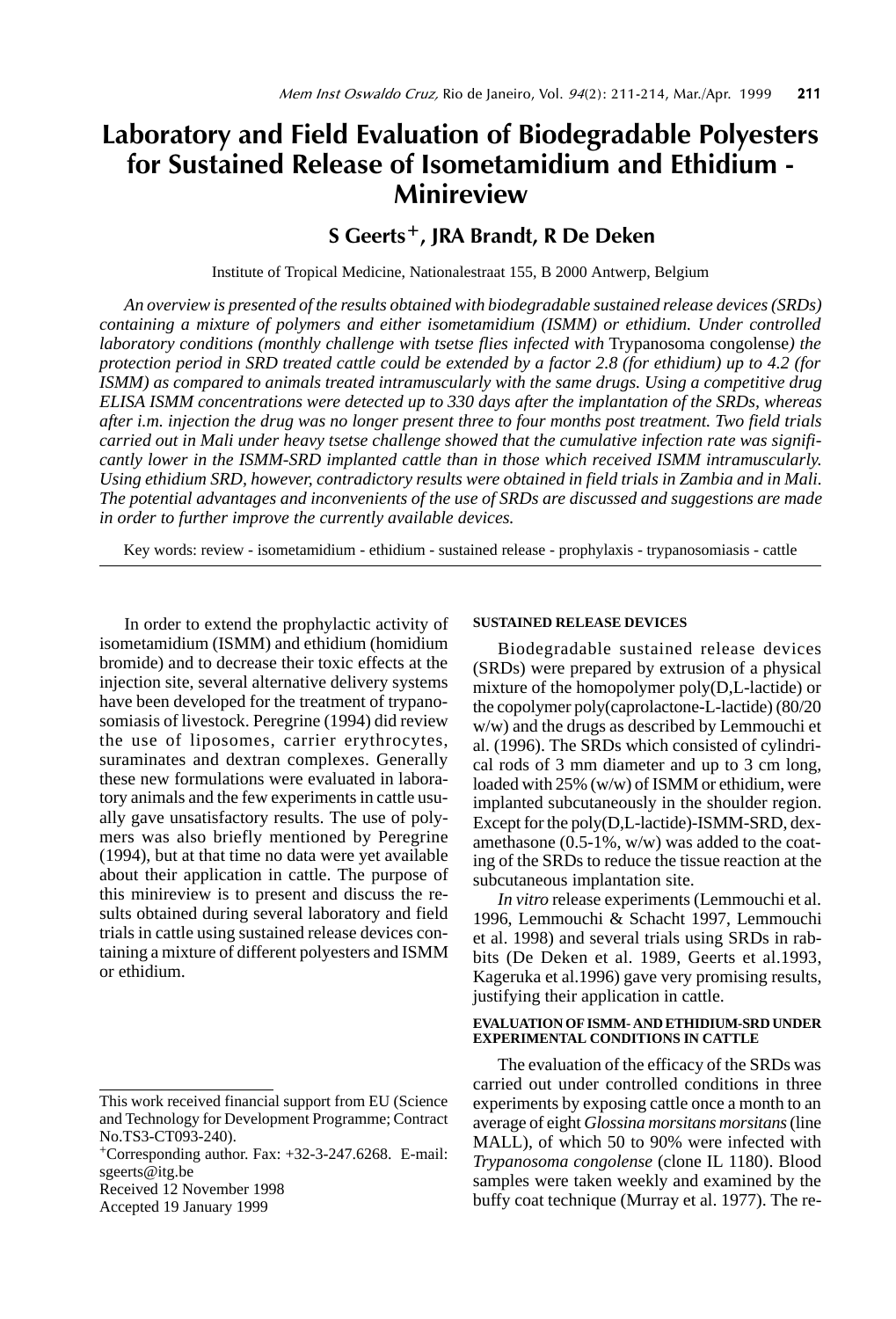# Laboratory and Field Evaluation of Biodegradable Polyesters for Sustained Release of Isometamidium and Ethidium - Minireview

**S Geerts[+], JRA Brandt, R De Deken**

Institute of Tropical Medicine, Nationalestraat 155, B 2000 Antwerp, Belgium

*An overview is presented of the results obtained with biodegradable sustained release devices (SRDs) containing a mixture of polymers and either isometamidium (ISMM) or ethidium. Under controlled laboratory conditions (monthly challenge with tsetse flies infected with* Trypanosoma congolense*) the protection period in SRD treated cattle could be extended by a factor 2.8 (for ethidium) up to 4.2 (for ISMM) as compared to animals treated intramuscularly with the same drugs. Using a competitive drug ELISA ISMM concentrations were detected up to 330 days after the implantation of the SRDs, whereas after i.m. injection the drug was no longer present three to four months post treatment. Two field trials carried out in Mali under heavy tsetse challenge showed that the cumulative infection rate was significantly lower in the ISMM-SRD implanted cattle than in those which received ISMM intramuscularly. Using ethidium SRD, however, contradictory results were obtained in field trials in Zambia and in Mali. The potential advantages and inconvenients of the use of SRDs are discussed and suggestions are made in order to further improve the currently available devices.*

Key words: review - isometamidium - ethidium - sustained release - prophylaxis - trypanosomiasis - cattle

In order to extend the prophylactic activity of isometamidium (ISMM) and ethidium (homidium bromide) and to decrease their toxic effects at the injection site, several alternative delivery systems have been developed for the treatment of trypanosomiasis of livestock. Peregrine (1994) did review the use of liposomes, carrier erythrocytes, suraminates and dextran complexes. Generally these new formulations were evaluated in laboratory animals and the few experiments in cattle usually gave unsatisfactory results. The use of polymers was also briefly mentioned by Peregrine (1994), but at that time no data were yet available about their application in cattle. The purpose of this minireview is to present and discuss the results obtained during several laboratory and field trials in cattle using sustained release devices containing a mixture of different polyesters and ISMM or ethidium.

This work received financial support from EU (Science and Technology for Development Programme; Contract No.TS3-CT093-240).

[+]Corresponding author. Fax: +32-3-247.6268. E-mail: sgeerts@itg.be

Received 12 November 1998

Accepted 19 January 1999

## SUSTAINED RELEASE DEVICES

Biodegradable sustained release devices (SRDs) were prepared by extrusion of a physical mixture of the homopolymer poly(D,L-lactide) or the copolymer poly(caprolactone-L-lactide) (80/20 w/w) and the drugs as described by Lemmouchi et al. (1996). The SRDs which consisted of cylindrical rods of 3 mm diameter and up to 3 cm long, loaded with 25% (w/w) of ISMM or ethidium, were implanted subcutaneously in the shoulder region. Except for the poly(D,L-lactide)-ISMM-SRD, dexamethasone (0.5-1%, w/w) was added to the coating of the SRDs to reduce the tissue reaction at the subcutaneous implantation site.

*In vitro* release experiments (Lemmouchi et al. 1996, Lemmouchi & Schacht 1997, Lemmouchi et al. 1998) and several trials using SRDs in rabbits (De Deken et al. 1989, Geerts et al.1993, Kageruka et al.1996) gave very promising results, justifying their application in cattle.

## EVALUATION OF ISMM- AND ETHIDIUM-SRD UNDER EXPERIMENTAL CONDITIONS IN CATTLE

The evaluation of the efficacy of the SRDs was carried out under controlled conditions in three experiments by exposing cattle once a month to an average of eight *Glossina morsitans morsitans* (line MALL), of which 50 to 90% were infected with *Trypanosoma congolense* (clone IL 1180). Blood samples were taken weekly and examined by the buffy coat technique (Murray et al. 1977). The re-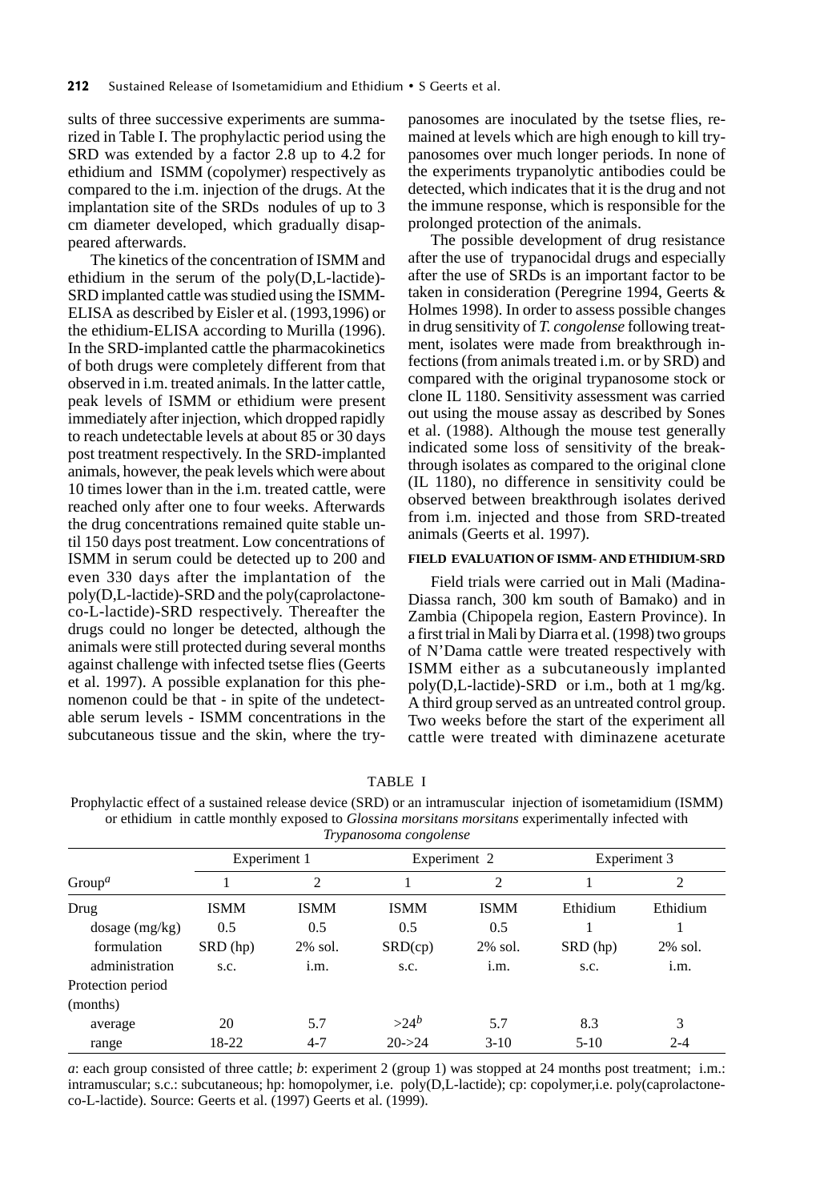sults of three successive experiments are summarized in Table I. The prophylactic period using the SRD was extended by a factor 2.8 up to 4.2 for ethidium and ISMM (copolymer) respectively as compared to the i.m. injection of the drugs. At the implantation site of the SRDs nodules of up to 3 cm diameter developed, which gradually disappeared afterwards.

The kinetics of the concentration of ISMM and ethidium in the serum of the poly(D,L-lactide)-SRD implanted cattle was studied using the ISMM-ELISA as described by Eisler et al. (1993,1996) or the ethidium-ELISA according to Murilla (1996). In the SRD-implanted cattle the pharmacokinetics of both drugs were completely different from that observed in i.m. treated animals. In the latter cattle, peak levels of ISMM or ethidium were present immediately after injection, which dropped rapidly to reach undetectable levels at about 85 or 30 days post treatment respectively. In the SRD-implanted animals, however, the peak levels which were about 10 times lower than in the i.m. treated cattle, were reached only after one to four weeks. Afterwards the drug concentrations remained quite stable until 150 days post treatment. Low concentrations of ISMM in serum could be detected up to 200 and even 330 days after the implantation of the poly(D,L-lactide)-SRD and the poly(caprolactone-co-L-lactide)-SRD respectively. Thereafter the drugs could no longer be detected, although the animals were still protected during several months against challenge with infected tsetse flies (Geerts et al. 1997). A possible explanation for this phenomenon could be that - in spite of the undetectable serum levels - ISMM concentrations in the subcutaneous tissue and the skin, where the trypanosomes are inoculated by the tsetse flies, remained at levels which are high enough to kill trypanosomes over much longer periods. In none of the experiments trypanolytic antibodies could be detected, which indicates that it is the drug and not the immune response, which is responsible for the prolonged protection of the animals.

The possible development of drug resistance after the use of trypanocidal drugs and especially after the use of SRDs is an important factor to be taken in consideration (Peregrine 1994, Geerts & Holmes 1998). In order to assess possible changes in drug sensitivity of *T. congolense* following treatment, isolates were made from breakthrough infections (from animals treated i.m. or by SRD) and compared with the original trypanosome stock or clone IL 1180. Sensitivity assessment was carried out using the mouse assay as described by Sones et al. (1988). Although the mouse test generally indicated some loss of sensitivity of the breakthrough isolates as compared to the original clone (IL 1180), no difference in sensitivity could be observed between breakthrough isolates derived from i.m. injected and those from SRD-treated animals (Geerts et al. 1997).

## FIELD EVALUATION OF ISMM- AND ETHIDIUM-SRD

Field trials were carried out in Mali (Madina-Diassa ranch, 300 km south of Bamako) and in Zambia (Chipopela region, Eastern Province). In a first trial in Mali by Diarra et al. (1998) two groups of N'Dama cattle were treated respectively with ISMM either as a subcutaneously implanted poly(D,L-lactide)-SRD or i.m., both at 1 mg/kg. A third group served as an untreated control group. Two weeks before the start of the experiment all cattle were treated with diminazene aceturate

TABLE I

Prophylactic effect of a sustained release device (SRD) or an intramuscular injection of isometamidium (ISMM) or ethidium in cattle monthly exposed to *Glossina morsitans morsitans* experimentally infected with *Trypanosoma congolense*

| Group[a] | Experiment 1 | | Experiment 2 | | Experiment 3 | |
|---|---|---|---|---|---|---|
| | 1 | 2 | 1 | 2 | 1 | 2 |
| Drug | ISMM | ISMM | ISMM | ISMM | Ethidium | Ethidium |
| dosage (mg/kg) | 0.5 | 0.5 | 0.5 | 0.5 | 1 | 1 |
| formulation | SRD (hp) | 2% sol. | SRD(cp) | 2% sol. | SRD (hp) | 2% sol. |
| administration | s.c. | i.m. | s.c. | i.m. | s.c. | i.m. |
| Protection period (months) | | | | | | |
| average | 20 | 5.7 | >24[b] | 5.7 | 8.3 | 3 |
| range | 18-22 | 4-7 | 20->24 | 3-10 | 5-10 | 2-4 |

*a*: each group consisted of three cattle; *b*: experiment 2 (group 1) was stopped at 24 months post treatment; i.m.: intramuscular; s.c.: subcutaneous; hp: homopolymer, i.e. poly(D,L-lactide); cp: copolymer,i.e. poly(caprolactone-co-L-lactide). Source: Geerts et al. (1997) Geerts et al. (1999).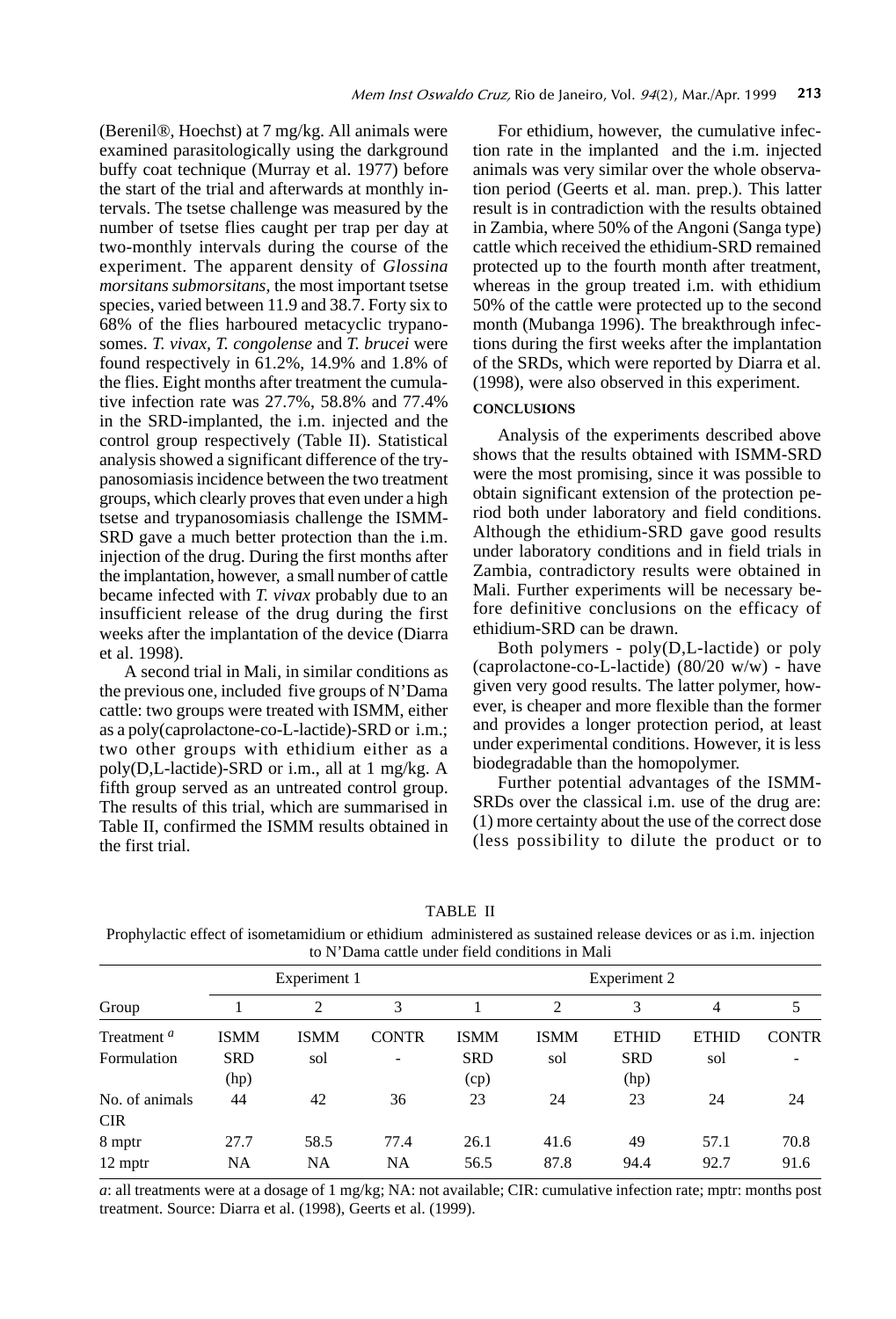(Berenil®, Hoechst) at 7 mg/kg. All animals were examined parasitologically using the darkground buffy coat technique (Murray et al. 1977) before the start of the trial and afterwards at monthly intervals. The tsetse challenge was measured by the number of tsetse flies caught per trap per day at two-monthly intervals during the course of the experiment. The apparent density of *Glossina morsitans submorsitans*, the most important tsetse species, varied between 11.9 and 38.7. Forty six to 68% of the flies harboured metacyclic trypanosomes. *T. vivax, T. congolense* and *T. brucei* were found respectively in 61.2%, 14.9% and 1.8% of the flies. Eight months after treatment the cumulative infection rate was 27.7%, 58.8% and 77.4% in the SRD-implanted, the i.m. injected and the control group respectively (Table II). Statistical analysis showed a significant difference of the trypanosomiasis incidence between the two treatment groups, which clearly proves that even under a high tsetse and trypanosomiasis challenge the ISMM-SRD gave a much better protection than the i.m. injection of the drug. During the first months after the implantation, however, a small number of cattle became infected with *T. vivax* probably due to an insufficient release of the drug during the first weeks after the implantation of the device (Diarra et al. 1998).

A second trial in Mali, in similar conditions as the previous one, included five groups of N'Dama cattle: two groups were treated with ISMM, either as a poly(caprolactone-co-L-lactide)-SRD or i.m.; two other groups with ethidium either as a poly(D,L-lactide)-SRD or i.m., all at 1 mg/kg. A fifth group served as an untreated control group. The results of this trial, which are summarised in Table II, confirmed the ISMM results obtained in the first trial.

For ethidium, however, the cumulative infection rate in the implanted and the i.m. injected animals was very similar over the whole observation period (Geerts et al. man. prep.). This latter result is in contradiction with the results obtained in Zambia, where 50% of the Angoni (Sanga type) cattle which received the ethidium-SRD remained protected up to the fourth month after treatment, whereas in the group treated i.m. with ethidium 50% of the cattle were protected up to the second month (Mubanga 1996). The breakthrough infections during the first weeks after the implantation of the SRDs, which were reported by Diarra et al. (1998), were also observed in this experiment.

## CONCLUSIONS

Analysis of the experiments described above shows that the results obtained with ISMM-SRD were the most promising, since it was possible to obtain significant extension of the protection period both under laboratory and field conditions. Although the ethidium-SRD gave good results under laboratory conditions and in field trials in Zambia, contradictory results were obtained in Mali. Further experiments will be necessary before definitive conclusions on the efficacy of ethidium-SRD can be drawn.

Both polymers - poly(D,L-lactide) or poly (caprolactone-co-L-lactide) (80/20 w/w) - have given very good results. The latter polymer, however, is cheaper and more flexible than the former and provides a longer protection period, at least under experimental conditions. However, it is less biodegradable than the homopolymer.

Further potential advantages of the ISMM-SRDs over the classical i.m. use of the drug are: (1) more certainty about the use of the correct dose (less possibility to dilute the product or to

TABLE II

Prophylactic effect of isometamidium or ethidium administered as sustained release devices or as i.m. injection to N'Dama cattle under field conditions in Mali

| Group | Experiment 1 | | | Experiment 2 | | | | |
|---|---|---|---|---|---|---|---|---|
| | 1 | 2 | 3 | 1 | 2 | 3 | 4 | 5 |
| Treatment [a] | ISMM | ISMM | CONTR | ISMM | ISMM | ETHID | ETHID | CONTR |
| Formulation | SRD (hp) | sol | - | SRD (cp) | sol | SRD (hp) | sol | - |
| No. of animals | 44 | 42 | 36 | 23 | 24 | 23 | 24 | 24 |
| CIR | | | | | | | | |
| 8 mptr | 27.7 | 58.5 | 77.4 | 26.1 | 41.6 | 49 | 57.1 | 70.8 |
| 12 mptr | NA | NA | NA | 56.5 | 87.8 | 94.4 | 92.7 | 91.6 |

*a*: all treatments were at a dosage of 1 mg/kg; NA: not available; CIR: cumulative infection rate; mptr: months post treatment. Source: Diarra et al. (1998), Geerts et al. (1999).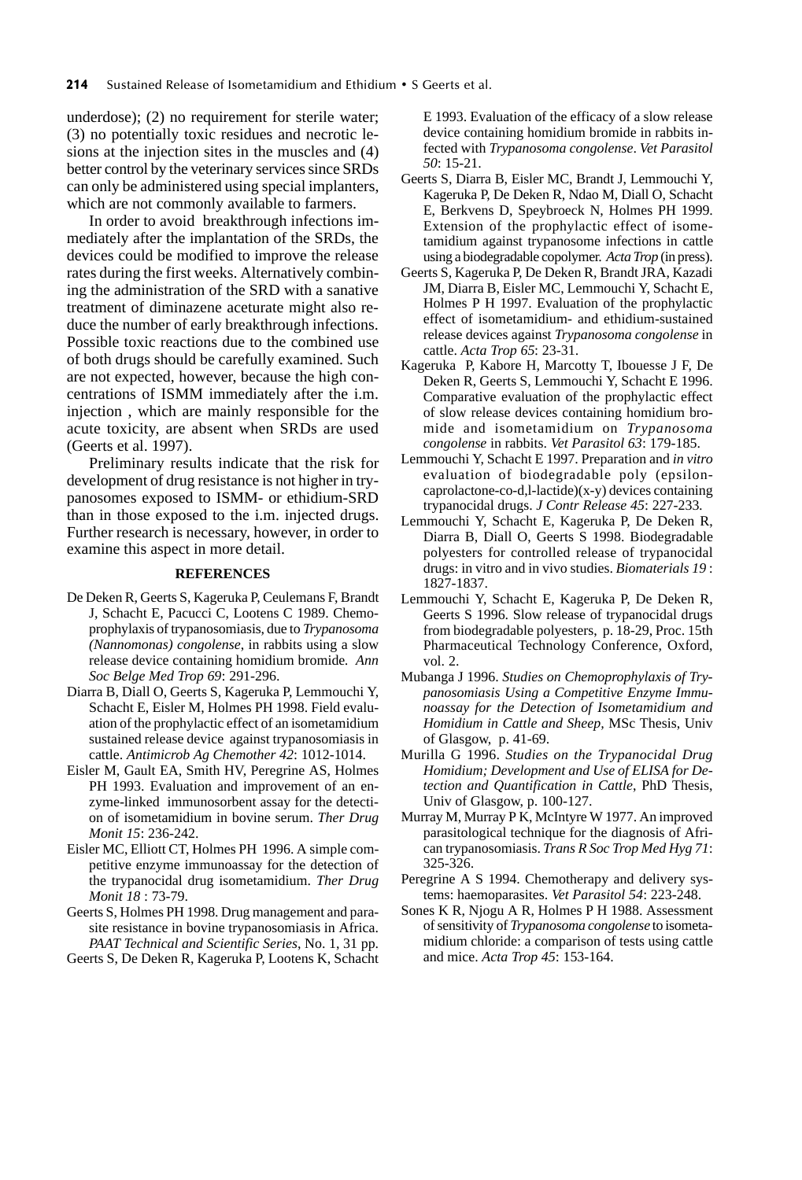underdose); (2) no requirement for sterile water; (3) no potentially toxic residues and necrotic lesions at the injection sites in the muscles and (4) better control by the veterinary services since SRDs can only be administered using special implanters, which are not commonly available to farmers.

In order to avoid breakthrough infections immediately after the implantation of the SRDs, the devices could be modified to improve the release rates during the first weeks. Alternatively combining the administration of the SRD with a sanative treatment of diminazene aceturate might also reduce the number of early breakthrough infections. Possible toxic reactions due to the combined use of both drugs should be carefully examined. Such are not expected, however, because the high concentrations of ISMM immediately after the i.m. injection , which are mainly responsible for the acute toxicity, are absent when SRDs are used (Geerts et al. 1997).

Preliminary results indicate that the risk for development of drug resistance is not higher in trypanosomes exposed to ISMM- or ethidium-SRD than in those exposed to the i.m. injected drugs. Further research is necessary, however, in order to examine this aspect in more detail.

## REFERENCES

De Deken R, Geerts S, Kageruka P, Ceulemans F, Brandt J, Schacht E, Pacucci C, Lootens C 1989. Chemoprophylaxis of trypanosomiasis, due to *Trypanosoma (Nannomonas) congolense*, in rabbits using a slow release device containing homidium bromide. *Ann Soc Belge Med Trop 69*: 291-296.

Diarra B, Diall O, Geerts S, Kageruka P, Lemmouchi Y, Schacht E, Eisler M, Holmes PH 1998. Field evaluation of the prophylactic effect of an isometamidium sustained release device against trypanosomiasis in cattle. *Antimicrob Ag Chemother 42*: 1012-1014.

Eisler M, Gault EA, Smith HV, Peregrine AS, Holmes PH 1993. Evaluation and improvement of an enzyme-linked immunosorbent assay for the detection of isometamidium in bovine serum. *Ther Drug Monit 15*: 236-242.

Eisler MC, Elliott CT, Holmes PH 1996. A simple competitive enzyme immunoassay for the detection of the trypanocidal drug isometamidium. *Ther Drug Monit 18* : 73-79.

Geerts S, Holmes PH 1998. Drug management and parasite resistance in bovine trypanosomiasis in Africa. *PAAT Technical and Scientific Series*, No. 1, 31 pp.

Geerts S, De Deken R, Kageruka P, Lootens K, Schacht E 1993. Evaluation of the efficacy of a slow release device containing homidium bromide in rabbits infected with *Trypanosoma congolense*. *Vet Parasitol 50*: 15-21.

Geerts S, Diarra B, Eisler MC, Brandt J, Lemmouchi Y, Kageruka P, De Deken R, Ndao M, Diall O, Schacht E, Berkvens D, Speybroeck N, Holmes PH 1999. Extension of the prophylactic effect of isometamidium against trypanosome infections in cattle using a biodegradable copolymer. *Acta Trop* (in press).

Geerts S, Kageruka P, De Deken R, Brandt JRA, Kazadi JM, Diarra B, Eisler MC, Lemmouchi Y, Schacht E, Holmes P H 1997. Evaluation of the prophylactic effect of isometamidium- and ethidium-sustained release devices against *Trypanosoma congolense* in cattle. *Acta Trop 65*: 23-31.

Kageruka P, Kabore H, Marcotty T, Ibouesse J F, De Deken R, Geerts S, Lemmouchi Y, Schacht E 1996. Comparative evaluation of the prophylactic effect of slow release devices containing homidium bromide and isometamidium on *Trypanosoma congolense* in rabbits. *Vet Parasitol 63*: 179-185.

Lemmouchi Y, Schacht E 1997. Preparation and *in vitro* evaluation of biodegradable poly (epsilon-caprolactone-co-d,l-lactide)(x-y) devices containing trypanocidal drugs. *J Contr Release 45*: 227-233.

Lemmouchi Y, Schacht E, Kageruka P, De Deken R, Diarra B, Diall O, Geerts S 1998. Biodegradable polyesters for controlled release of trypanocidal drugs: in vitro and in vivo studies. *Biomaterials 19* : 1827-1837.

Lemmouchi Y, Schacht E, Kageruka P, De Deken R, Geerts S 1996. Slow release of trypanocidal drugs from biodegradable polyesters, p. 18-29, Proc. 15th Pharmaceutical Technology Conference, Oxford, vol. 2.

Mubanga J 1996. *Studies on Chemoprophylaxis of Trypanosomiasis Using a Competitive Enzyme Immunoassay for the Detection of Isometamidium and Homidium in Cattle and Sheep*, MSc Thesis, Univ of Glasgow, p. 41-69.

Murilla G 1996. *Studies on the Trypanocidal Drug Homidium; Development and Use of ELISA for Detection and Quantification in Cattle*, PhD Thesis, Univ of Glasgow, p. 100-127.

Murray M, Murray P K, McIntyre W 1977. An improved parasitological technique for the diagnosis of African trypanosomiasis. *Trans R Soc Trop Med Hyg 71*: 325-326.

Peregrine A S 1994. Chemotherapy and delivery systems: haemoparasites. *Vet Parasitol 54*: 223-248.

Sones K R, Njogu A R, Holmes P H 1988. Assessment of sensitivity of *Trypanosoma congolense* to isometamidium chloride: a comparison of tests using cattle and mice. *Acta Trop 45*: 153-164.